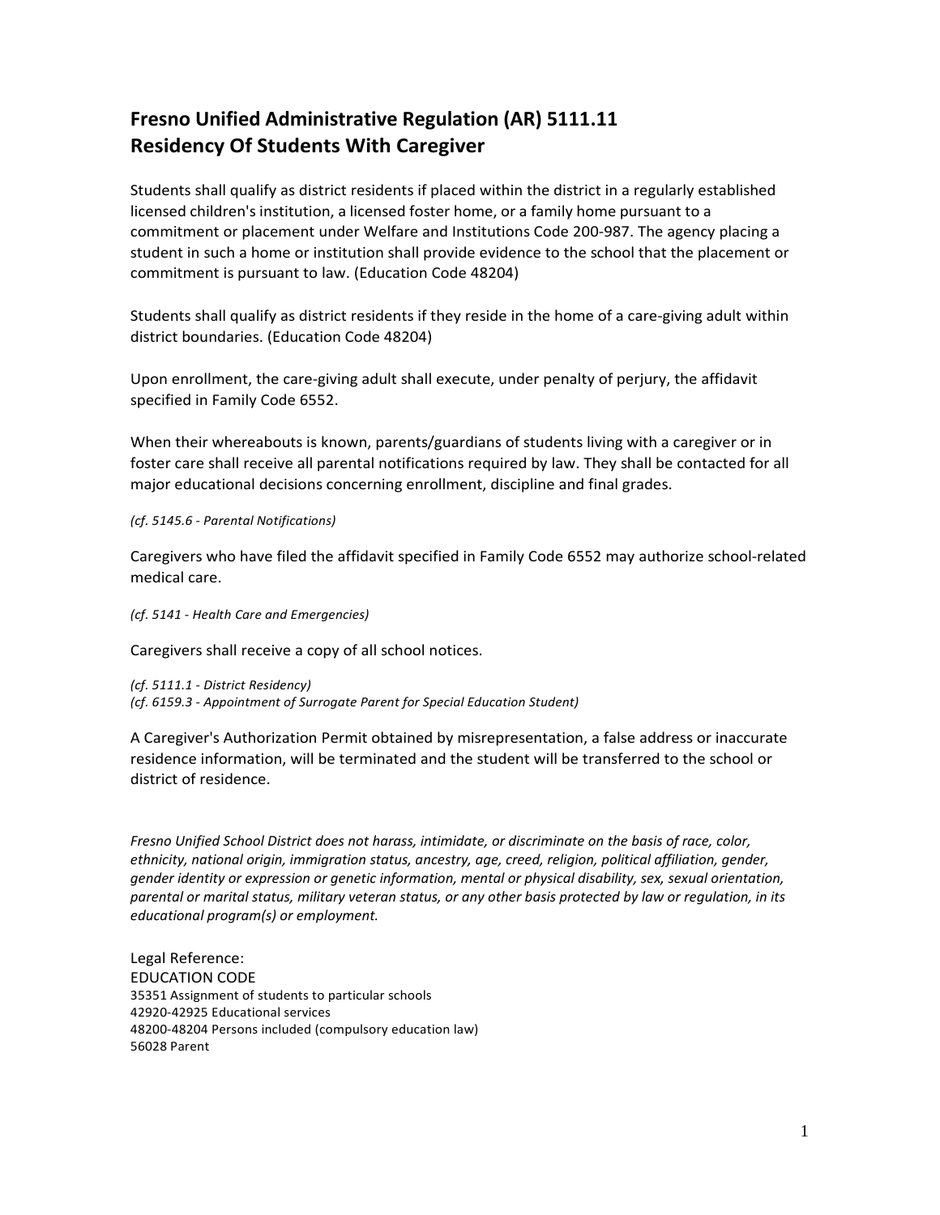# Fresno Unified Administrative Regulation (AR) 5111.11
# Residency Of Students With Caregiver

Students shall qualify as district residents if placed within the district in a regularly established licensed children's institution, a licensed foster home, or a family home pursuant to a commitment or placement under Welfare and Institutions Code 200-987. The agency placing a student in such a home or institution shall provide evidence to the school that the placement or commitment is pursuant to law. (Education Code 48204)

Students shall qualify as district residents if they reside in the home of a care-giving adult within district boundaries. (Education Code 48204)

Upon enrollment, the care-giving adult shall execute, under penalty of perjury, the affidavit specified in Family Code 6552.

When their whereabouts is known, parents/guardians of students living with a caregiver or in foster care shall receive all parental notifications required by law. They shall be contacted for all major educational decisions concerning enrollment, discipline and final grades.

*(cf. 5145.6 - Parental Notifications)*

Caregivers who have filed the affidavit specified in Family Code 6552 may authorize school-related medical care.

*(cf. 5141 - Health Care and Emergencies)*

Caregivers shall receive a copy of all school notices.

*(cf. 5111.1 - District Residency)*
*(cf. 6159.3 - Appointment of Surrogate Parent for Special Education Student)*

A Caregiver's Authorization Permit obtained by misrepresentation, a false address or inaccurate residence information, will be terminated and the student will be transferred to the school or district of residence.

*Fresno Unified School District does not harass, intimidate, or discriminate on the basis of race, color, ethnicity, national origin, immigration status, ancestry, age, creed, religion, political affiliation, gender, gender identity or expression or genetic information, mental or physical disability, sex, sexual orientation, parental or marital status, military veteran status, or any other basis protected by law or regulation, in its educational program(s) or employment.*

Legal Reference:
EDUCATION CODE
35351 Assignment of students to particular schools
42920-42925 Educational services
48200-48204 Persons included (compulsory education law)
56028 Parent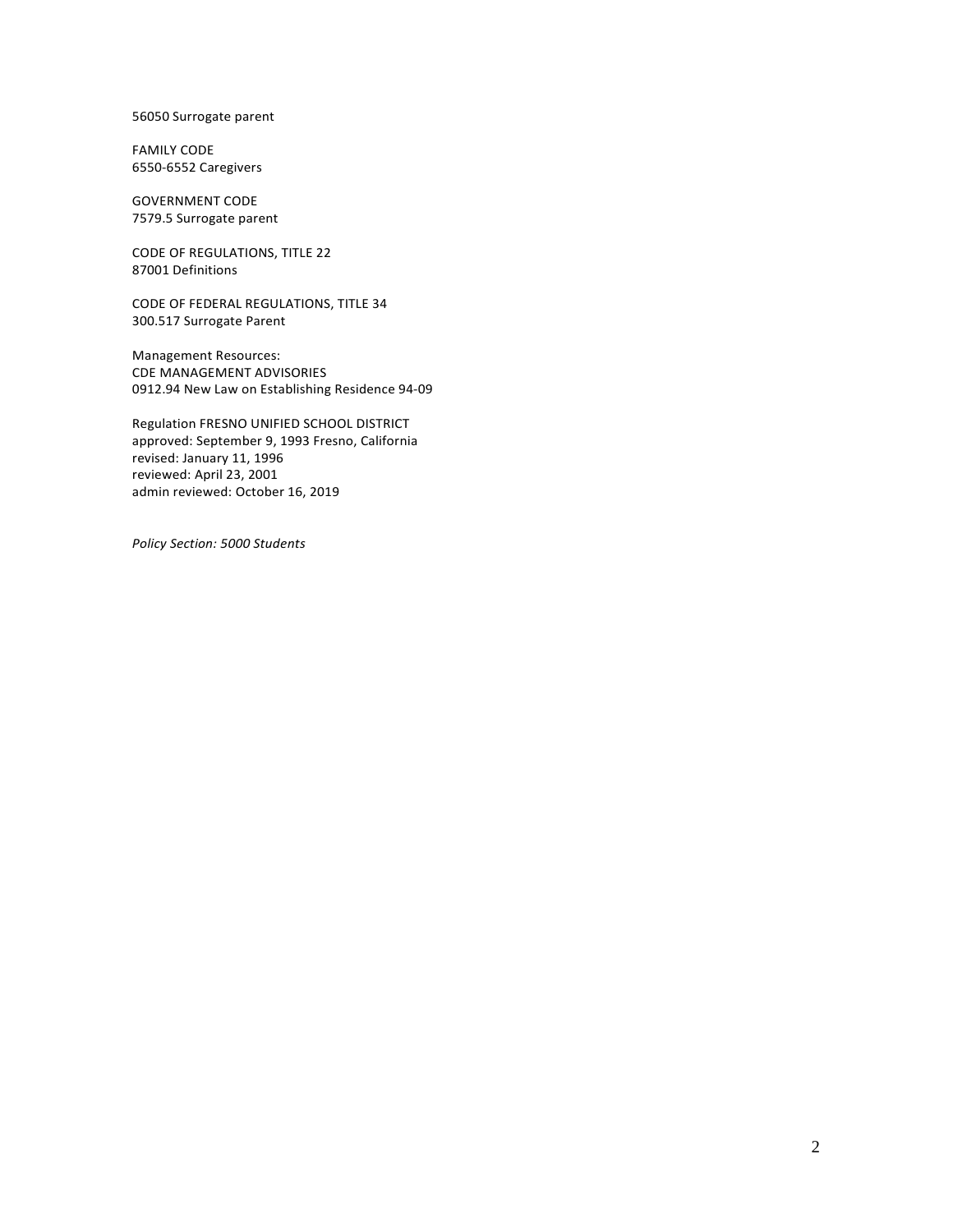56050 Surrogate parent

FAMILY CODE
6550-6552 Caregivers

GOVERNMENT CODE
7579.5 Surrogate parent

CODE OF REGULATIONS, TITLE 22
87001 Definitions

CODE OF FEDERAL REGULATIONS, TITLE 34
300.517 Surrogate Parent

Management Resources:
CDE MANAGEMENT ADVISORIES
0912.94 New Law on Establishing Residence 94-09

Regulation FRESNO UNIFIED SCHOOL DISTRICT
approved: September 9, 1993 Fresno, California
revised: January 11, 1996
reviewed: April 23, 2001
admin reviewed: October 16, 2019

*Policy Section: 5000 Students*